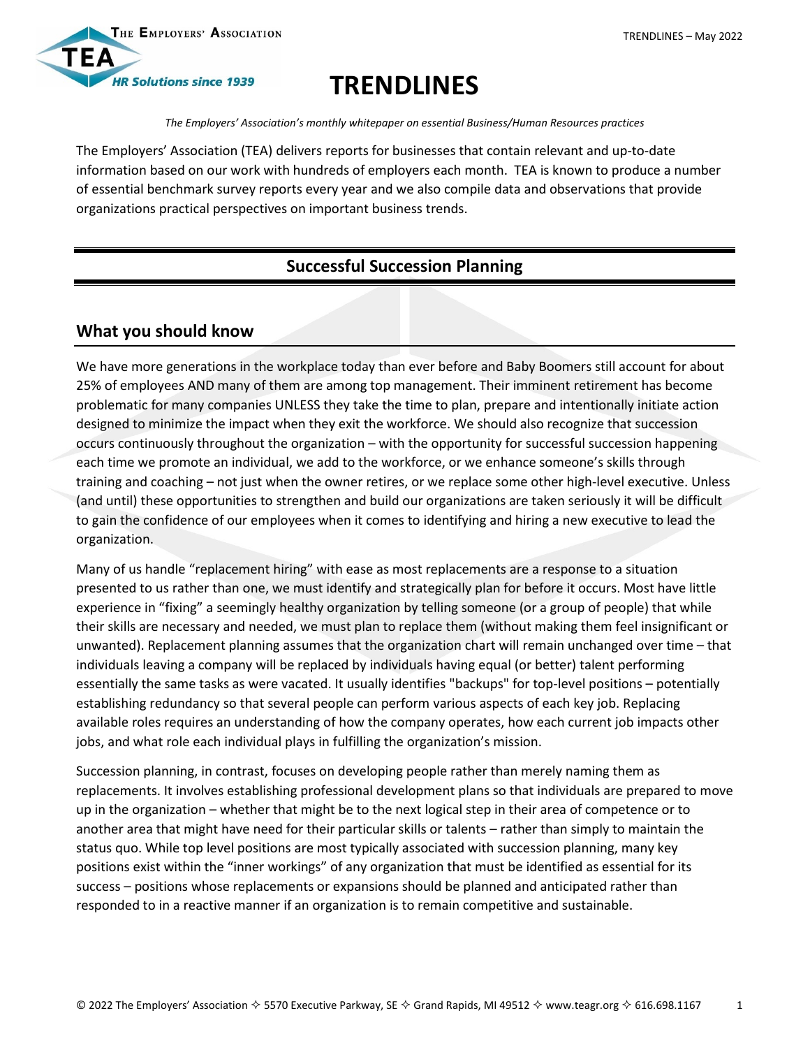# TRENDLINES

*The Employers' Association's monthly whitepaper on essential Business/Human Resources practices*

The Employers' Association (TEA) delivers reports for businesses that contain relevant and up-to-date information based on our work with hundreds of employers each month. TEA is known to produce a number of essential benchmark survey reports every year and we also compile data and observations that provide organizations practical perspectives on important business trends.

## Successful Succession Planning

## What you should know

We have more generations in the workplace today than ever before and Baby Boomers still account for about 25% of employees AND many of them are among top management. Their imminent retirement has become problematic for many companies UNLESS they take the time to plan, prepare and intentionally initiate action designed to minimize the impact when they exit the workforce. We should also recognize that succession occurs continuously throughout the organization – with the opportunity for successful succession happening each time we promote an individual, we add to the workforce, or we enhance someone's skills through training and coaching – not just when the owner retires, or we replace some other high-level executive. Unless (and until) these opportunities to strengthen and build our organizations are taken seriously it will be difficult to gain the confidence of our employees when it comes to identifying and hiring a new executive to lead the organization.

Many of us handle "replacement hiring" with ease as most replacements are a response to a situation presented to us rather than one, we must identify and strategically plan for before it occurs. Most have little experience in "fixing" a seemingly healthy organization by telling someone (or a group of people) that while their skills are necessary and needed, we must plan to replace them (without making them feel insignificant or unwanted). Replacement planning assumes that the organization chart will remain unchanged over time – that individuals leaving a company will be replaced by individuals having equal (or better) talent performing essentially the same tasks as were vacated. It usually identifies "backups" for top-level positions – potentially establishing redundancy so that several people can perform various aspects of each key job. Replacing available roles requires an understanding of how the company operates, how each current job impacts other jobs, and what role each individual plays in fulfilling the organization's mission.

Succession planning, in contrast, focuses on developing people rather than merely naming them as replacements. It involves establishing professional development plans so that individuals are prepared to move up in the organization – whether that might be to the next logical step in their area of competence or to another area that might have need for their particular skills or talents – rather than simply to maintain the status quo. While top level positions are most typically associated with succession planning, many key positions exist within the "inner workings" of any organization that must be identified as essential for its success – positions whose replacements or expansions should be planned and anticipated rather than responded to in a reactive manner if an organization is to remain competitive and sustainable.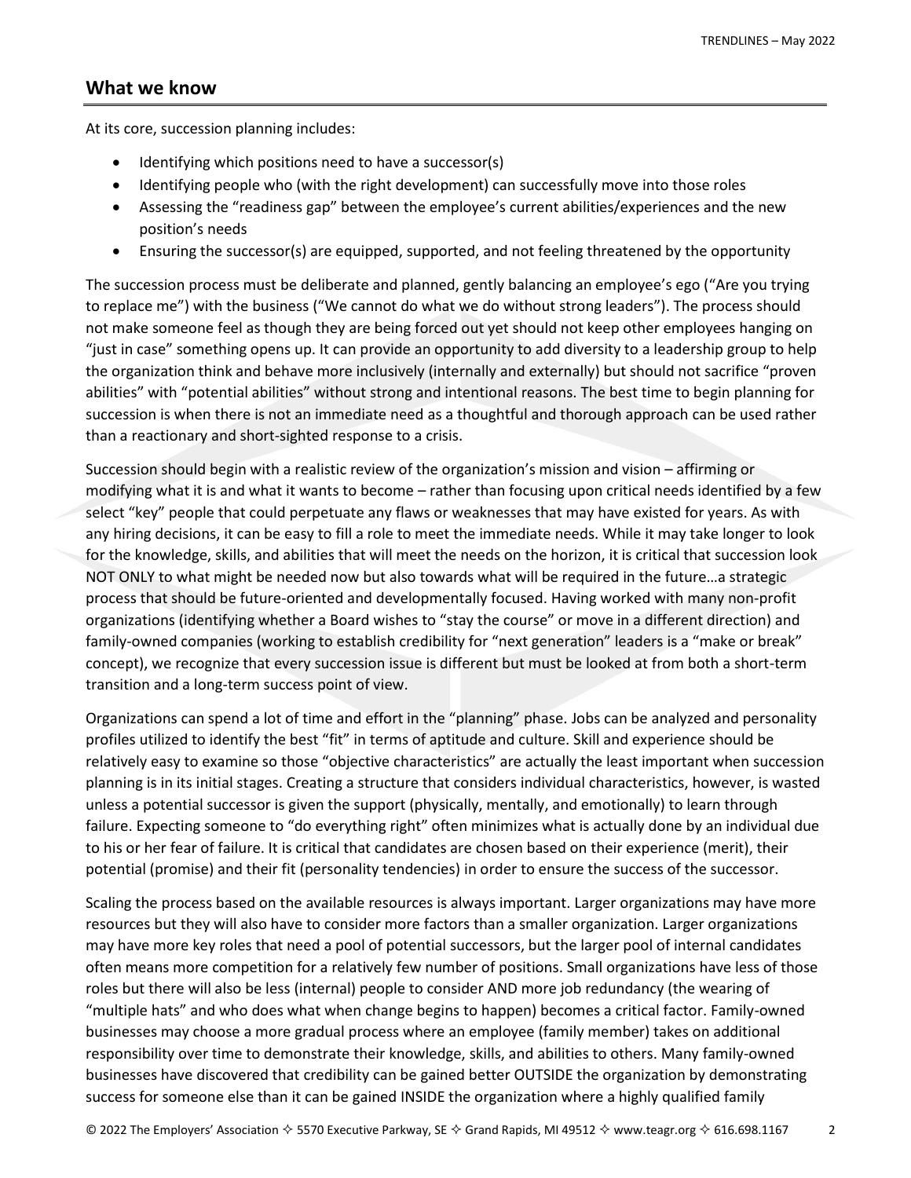## What we know

At its core, succession planning includes:

- Identifying which positions need to have a successor(s)
- Identifying people who (with the right development) can successfully move into those roles
- Assessing the "readiness gap" between the employee's current abilities/experiences and the new position's needs
- Ensuring the successor(s) are equipped, supported, and not feeling threatened by the opportunity

The succession process must be deliberate and planned, gently balancing an employee's ego ("Are you trying to replace me") with the business ("We cannot do what we do without strong leaders"). The process should not make someone feel as though they are being forced out yet should not keep other employees hanging on "just in case" something opens up. It can provide an opportunity to add diversity to a leadership group to help the organization think and behave more inclusively (internally and externally) but should not sacrifice "proven abilities" with "potential abilities" without strong and intentional reasons. The best time to begin planning for succession is when there is not an immediate need as a thoughtful and thorough approach can be used rather than a reactionary and short-sighted response to a crisis.

Succession should begin with a realistic review of the organization's mission and vision – affirming or modifying what it is and what it wants to become – rather than focusing upon critical needs identified by a few select "key" people that could perpetuate any flaws or weaknesses that may have existed for years. As with any hiring decisions, it can be easy to fill a role to meet the immediate needs. While it may take longer to look for the knowledge, skills, and abilities that will meet the needs on the horizon, it is critical that succession look NOT ONLY to what might be needed now but also towards what will be required in the future…a strategic process that should be future-oriented and developmentally focused. Having worked with many non-profit organizations (identifying whether a Board wishes to "stay the course" or move in a different direction) and family-owned companies (working to establish credibility for "next generation" leaders is a "make or break" concept), we recognize that every succession issue is different but must be looked at from both a short-term transition and a long-term success point of view.

Organizations can spend a lot of time and effort in the "planning" phase. Jobs can be analyzed and personality profiles utilized to identify the best "fit" in terms of aptitude and culture. Skill and experience should be relatively easy to examine so those "objective characteristics" are actually the least important when succession planning is in its initial stages. Creating a structure that considers individual characteristics, however, is wasted unless a potential successor is given the support (physically, mentally, and emotionally) to learn through failure. Expecting someone to "do everything right" often minimizes what is actually done by an individual due to his or her fear of failure. It is critical that candidates are chosen based on their experience (merit), their potential (promise) and their fit (personality tendencies) in order to ensure the success of the successor.

Scaling the process based on the available resources is always important. Larger organizations may have more resources but they will also have to consider more factors than a smaller organization. Larger organizations may have more key roles that need a pool of potential successors, but the larger pool of internal candidates often means more competition for a relatively few number of positions. Small organizations have less of those roles but there will also be less (internal) people to consider AND more job redundancy (the wearing of "multiple hats" and who does what when change begins to happen) becomes a critical factor. Family-owned businesses may choose a more gradual process where an employee (family member) takes on additional responsibility over time to demonstrate their knowledge, skills, and abilities to others. Many family-owned businesses have discovered that credibility can be gained better OUTSIDE the organization by demonstrating success for someone else than it can be gained INSIDE the organization where a highly qualified family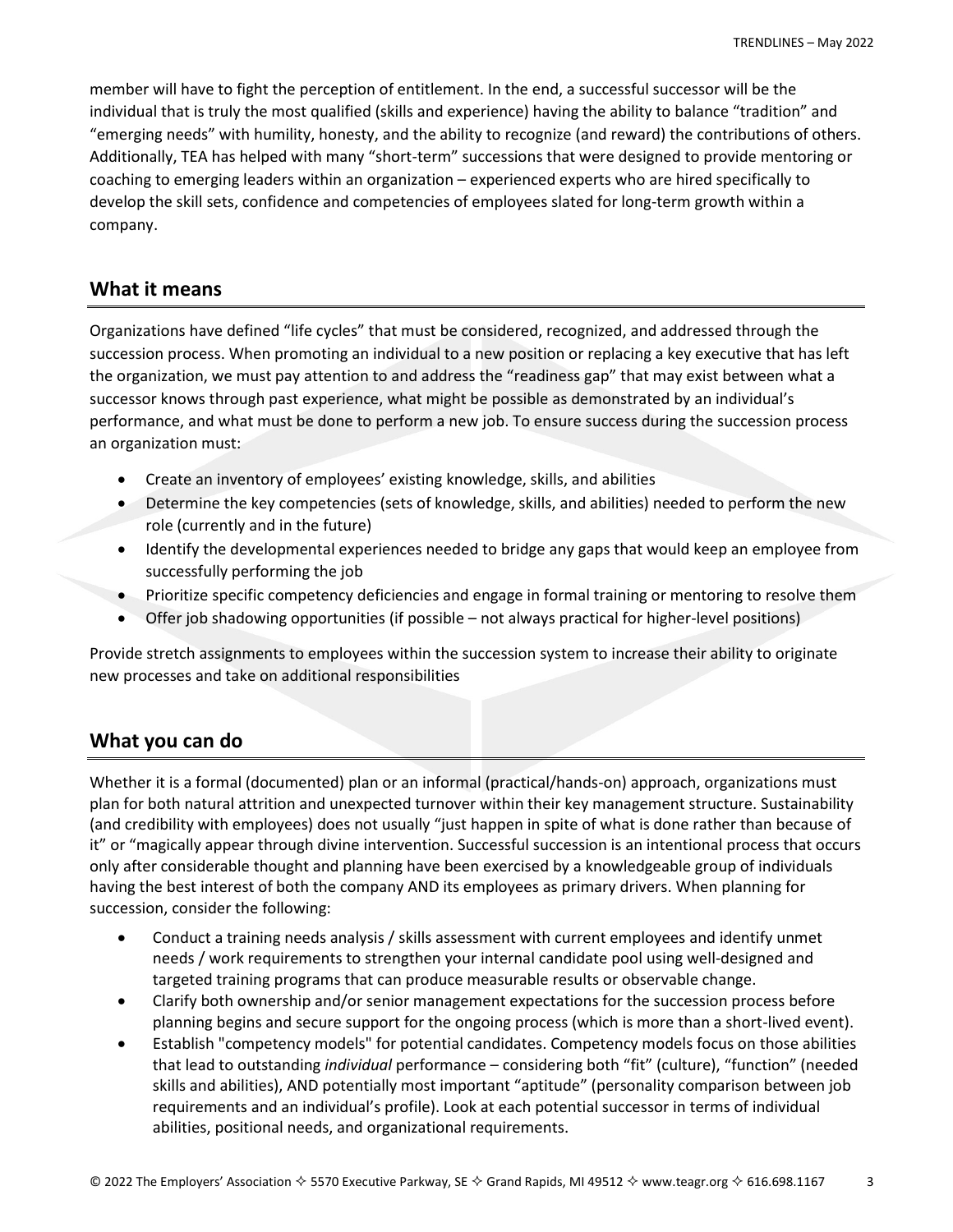member will have to fight the perception of entitlement. In the end, a successful successor will be the individual that is truly the most qualified (skills and experience) having the ability to balance "tradition" and "emerging needs" with humility, honesty, and the ability to recognize (and reward) the contributions of others. Additionally, TEA has helped with many "short-term" successions that were designed to provide mentoring or coaching to emerging leaders within an organization – experienced experts who are hired specifically to develop the skill sets, confidence and competencies of employees slated for long-term growth within a company.

## What it means

Organizations have defined "life cycles" that must be considered, recognized, and addressed through the succession process. When promoting an individual to a new position or replacing a key executive that has left the organization, we must pay attention to and address the "readiness gap" that may exist between what a successor knows through past experience, what might be possible as demonstrated by an individual's performance, and what must be done to perform a new job. To ensure success during the succession process an organization must:

- Create an inventory of employees' existing knowledge, skills, and abilities
- Determine the key competencies (sets of knowledge, skills, and abilities) needed to perform the new role (currently and in the future)
- Identify the developmental experiences needed to bridge any gaps that would keep an employee from successfully performing the job
- Prioritize specific competency deficiencies and engage in formal training or mentoring to resolve them
- Offer job shadowing opportunities (if possible – not always practical for higher-level positions)

Provide stretch assignments to employees within the succession system to increase their ability to originate new processes and take on additional responsibilities

## What you can do

Whether it is a formal (documented) plan or an informal (practical/hands-on) approach, organizations must plan for both natural attrition and unexpected turnover within their key management structure. Sustainability (and credibility with employees) does not usually "just happen in spite of what is done rather than because of it" or "magically appear through divine intervention. Successful succession is an intentional process that occurs only after considerable thought and planning have been exercised by a knowledgeable group of individuals having the best interest of both the company AND its employees as primary drivers. When planning for succession, consider the following:

- Conduct a training needs analysis / skills assessment with current employees and identify unmet needs / work requirements to strengthen your internal candidate pool using well-designed and targeted training programs that can produce measurable results or observable change.
- Clarify both ownership and/or senior management expectations for the succession process before planning begins and secure support for the ongoing process (which is more than a short-lived event).
- Establish "competency models" for potential candidates. Competency models focus on those abilities that lead to outstanding *individual* performance – considering both "fit" (culture), "function" (needed skills and abilities), AND potentially most important "aptitude" (personality comparison between job requirements and an individual's profile). Look at each potential successor in terms of individual abilities, positional needs, and organizational requirements.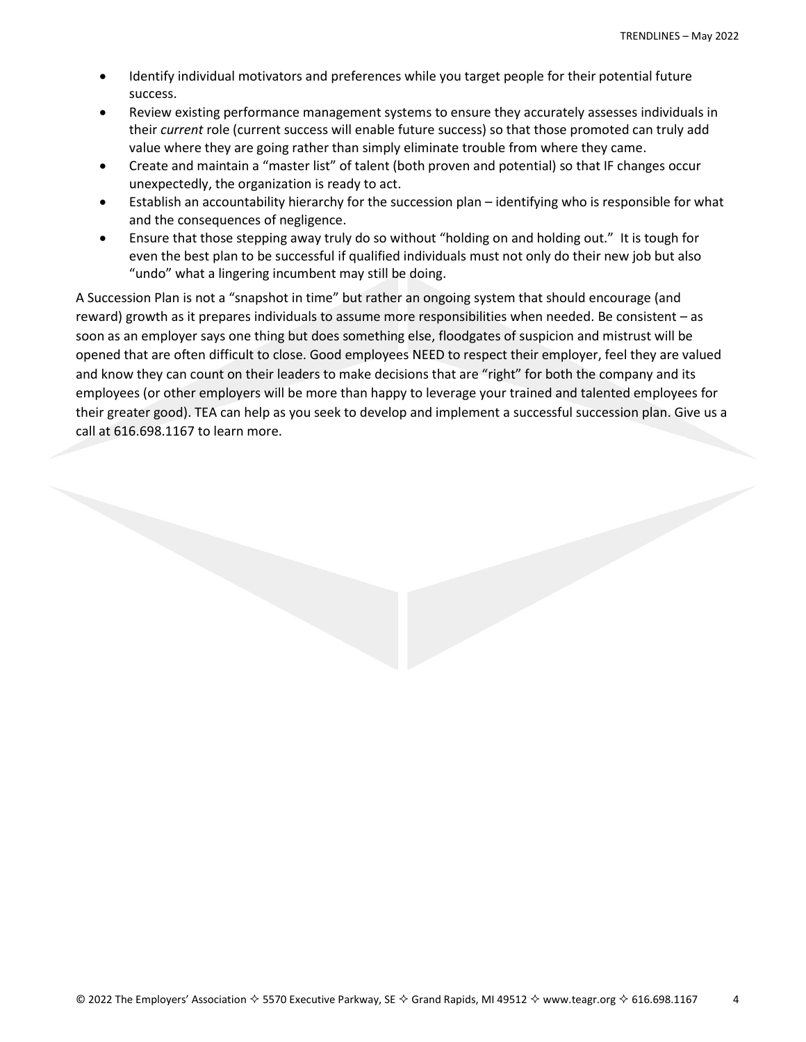- Identify individual motivators and preferences while you target people for their potential future success.
- Review existing performance management systems to ensure they accurately assesses individuals in their *current* role (current success will enable future success) so that those promoted can truly add value where they are going rather than simply eliminate trouble from where they came.
- Create and maintain a "master list" of talent (both proven and potential) so that IF changes occur unexpectedly, the organization is ready to act.
- Establish an accountability hierarchy for the succession plan – identifying who is responsible for what and the consequences of negligence.
- Ensure that those stepping away truly do so without "holding on and holding out." It is tough for even the best plan to be successful if qualified individuals must not only do their new job but also "undo" what a lingering incumbent may still be doing.

A Succession Plan is not a "snapshot in time" but rather an ongoing system that should encourage (and reward) growth as it prepares individuals to assume more responsibilities when needed. Be consistent – as soon as an employer says one thing but does something else, floodgates of suspicion and mistrust will be opened that are often difficult to close. Good employees NEED to respect their employer, feel they are valued and know they can count on their leaders to make decisions that are "right" for both the company and its employees (or other employers will be more than happy to leverage your trained and talented employees for their greater good). TEA can help as you seek to develop and implement a successful succession plan. Give us a call at 616.698.1167 to learn more.